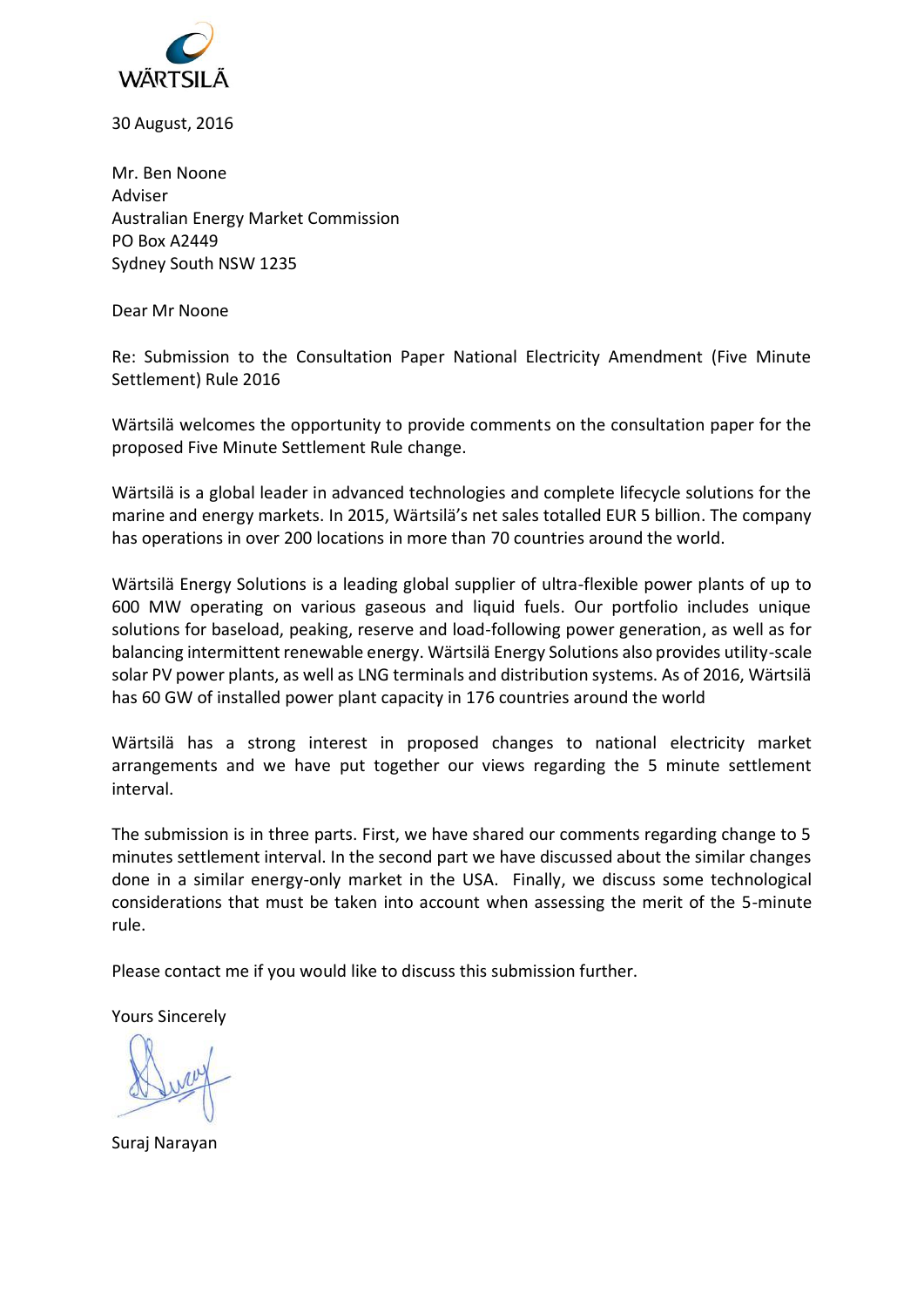30 August, 2016

Mr. Ben Noone
Adviser
Australian Energy Market Commission
PO Box A2449
Sydney South NSW 1235

Dear Mr Noone

Re: Submission to the Consultation Paper National Electricity Amendment (Five Minute Settlement) Rule 2016

Wärtsilä welcomes the opportunity to provide comments on the consultation paper for the proposed Five Minute Settlement Rule change.

Wärtsilä is a global leader in advanced technologies and complete lifecycle solutions for the marine and energy markets. In 2015, Wärtsilä's net sales totalled EUR 5 billion. The company has operations in over 200 locations in more than 70 countries around the world.

Wärtsilä Energy Solutions is a leading global supplier of ultra-flexible power plants of up to 600 MW operating on various gaseous and liquid fuels. Our portfolio includes unique solutions for baseload, peaking, reserve and load-following power generation, as well as for balancing intermittent renewable energy. Wärtsilä Energy Solutions also provides utility-scale solar PV power plants, as well as LNG terminals and distribution systems. As of 2016, Wärtsilä has 60 GW of installed power plant capacity in 176 countries around the world

Wärtsilä has a strong interest in proposed changes to national electricity market arrangements and we have put together our views regarding the 5 minute settlement interval.

The submission is in three parts. First, we have shared our comments regarding change to 5 minutes settlement interval. In the second part we have discussed about the similar changes done in a similar energy-only market in the USA. Finally, we discuss some technological considerations that must be taken into account when assessing the merit of the 5-minute rule.

Please contact me if you would like to discuss this submission further.

Yours Sincerely

Suraj Narayan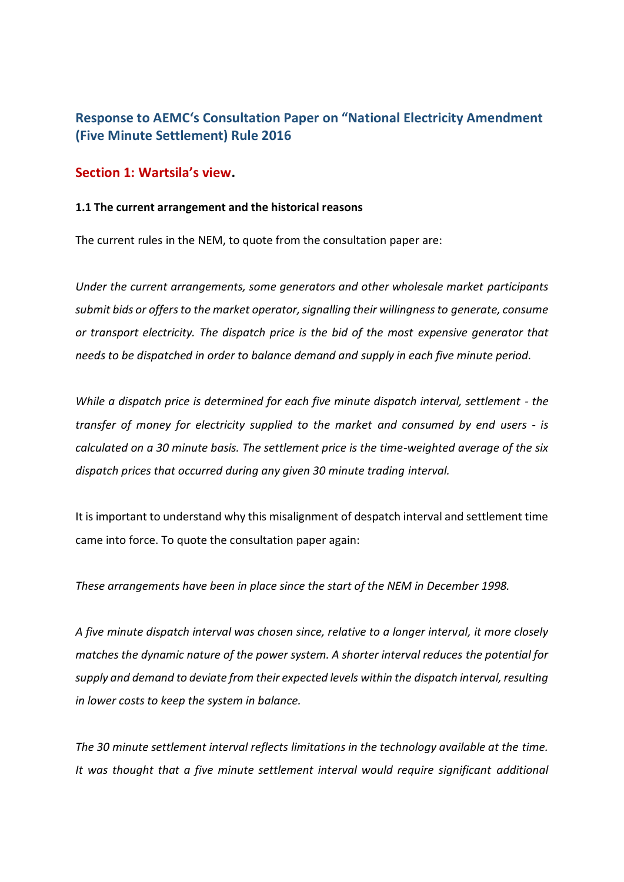## Response to AEMC's Consultation Paper on "National Electricity Amendment (Five Minute Settlement) Rule 2016

## Section 1: Wartsila's view.

#### 1.1 The current arrangement and the historical reasons

The current rules in the NEM, to quote from the consultation paper are:

*Under the current arrangements, some generators and other wholesale market participants submit bids or offers to the market operator, signalling their willingness to generate, consume or transport electricity. The dispatch price is the bid of the most expensive generator that needs to be dispatched in order to balance demand and supply in each five minute period.*

*While a dispatch price is determined for each five minute dispatch interval, settlement - the transfer of money for electricity supplied to the market and consumed by end users - is calculated on a 30 minute basis. The settlement price is the time-weighted average of the six dispatch prices that occurred during any given 30 minute trading interval.*

It is important to understand why this misalignment of despatch interval and settlement time came into force. To quote the consultation paper again:

*These arrangements have been in place since the start of the NEM in December 1998.*

*A five minute dispatch interval was chosen since, relative to a longer interval, it more closely matches the dynamic nature of the power system. A shorter interval reduces the potential for supply and demand to deviate from their expected levels within the dispatch interval, resulting in lower costs to keep the system in balance.*

*The 30 minute settlement interval reflects limitations in the technology available at the time. It was thought that a five minute settlement interval would require significant additional*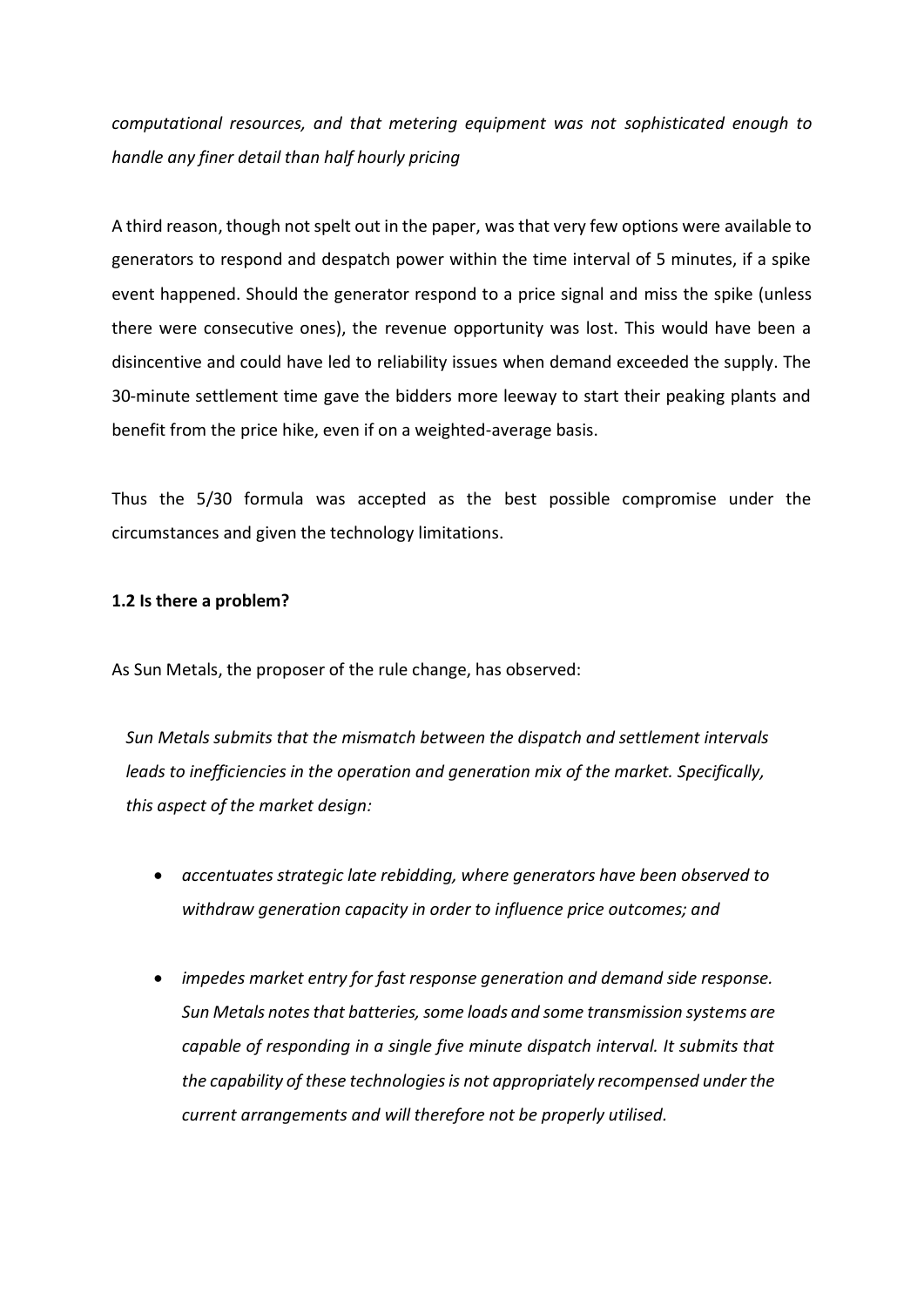*computational resources, and that metering equipment was not sophisticated enough to handle any finer detail than half hourly pricing*

A third reason, though not spelt out in the paper, was that very few options were available to generators to respond and despatch power within the time interval of 5 minutes, if a spike event happened. Should the generator respond to a price signal and miss the spike (unless there were consecutive ones), the revenue opportunity was lost. This would have been a disincentive and could have led to reliability issues when demand exceeded the supply. The 30-minute settlement time gave the bidders more leeway to start their peaking plants and benefit from the price hike, even if on a weighted-average basis.

Thus the 5/30 formula was accepted as the best possible compromise under the circumstances and given the technology limitations.

**1.2 Is there a problem?**

As Sun Metals, the proposer of the rule change, has observed:

> *Sun Metals submits that the mismatch between the dispatch and settlement intervals leads to inefficiencies in the operation and generation mix of the market. Specifically, this aspect of the market design:*
>
> - *accentuates strategic late rebidding, where generators have been observed to withdraw generation capacity in order to influence price outcomes; and*
>
> - *impedes market entry for fast response generation and demand side response. Sun Metals notes that batteries, some loads and some transmission systems are capable of responding in a single five minute dispatch interval. It submits that the capability of these technologies is not appropriately recompensed under the current arrangements and will therefore not be properly utilised.*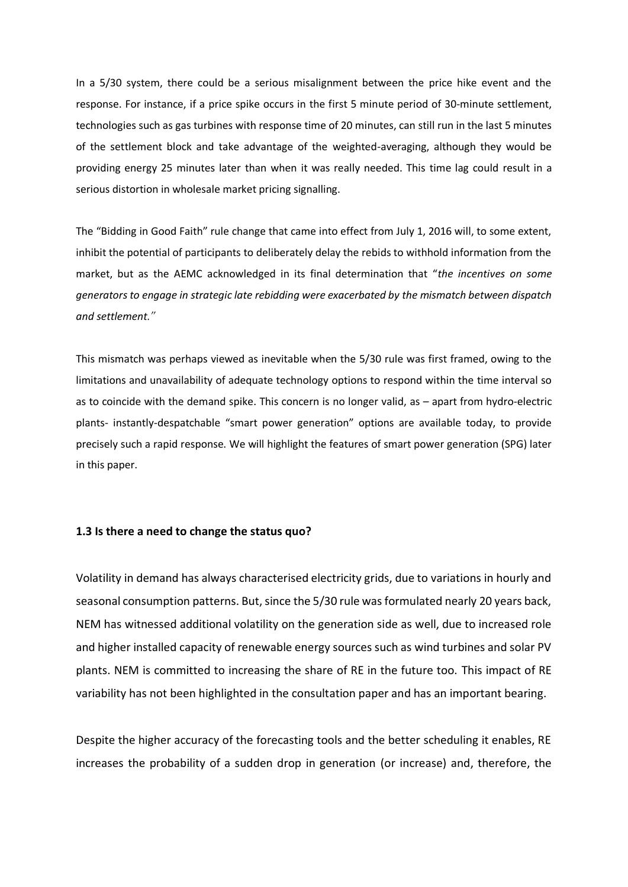In a 5/30 system, there could be a serious misalignment between the price hike event and the response. For instance, if a price spike occurs in the first 5 minute period of 30-minute settlement, technologies such as gas turbines with response time of 20 minutes, can still run in the last 5 minutes of the settlement block and take advantage of the weighted-averaging, although they would be providing energy 25 minutes later than when it was really needed. This time lag could result in a serious distortion in wholesale market pricing signalling.

The "Bidding in Good Faith" rule change that came into effect from July 1, 2016 will, to some extent, inhibit the potential of participants to deliberately delay the rebids to withhold information from the market, but as the AEMC acknowledged in its final determination that "*the incentives on some generators to engage in strategic late rebidding were exacerbated by the mismatch between dispatch and settlement.*"

This mismatch was perhaps viewed as inevitable when the 5/30 rule was first framed, owing to the limitations and unavailability of adequate technology options to respond within the time interval so as to coincide with the demand spike. This concern is no longer valid, as – apart from hydro-electric plants- instantly-despatchable "smart power generation" options are available today, to provide precisely such a rapid response. We will highlight the features of smart power generation (SPG) later in this paper.

### 1.3 Is there a need to change the status quo?

Volatility in demand has always characterised electricity grids, due to variations in hourly and seasonal consumption patterns. But, since the 5/30 rule was formulated nearly 20 years back, NEM has witnessed additional volatility on the generation side as well, due to increased role and higher installed capacity of renewable energy sources such as wind turbines and solar PV plants. NEM is committed to increasing the share of RE in the future too. This impact of RE variability has not been highlighted in the consultation paper and has an important bearing.

Despite the higher accuracy of the forecasting tools and the better scheduling it enables, RE increases the probability of a sudden drop in generation (or increase) and, therefore, the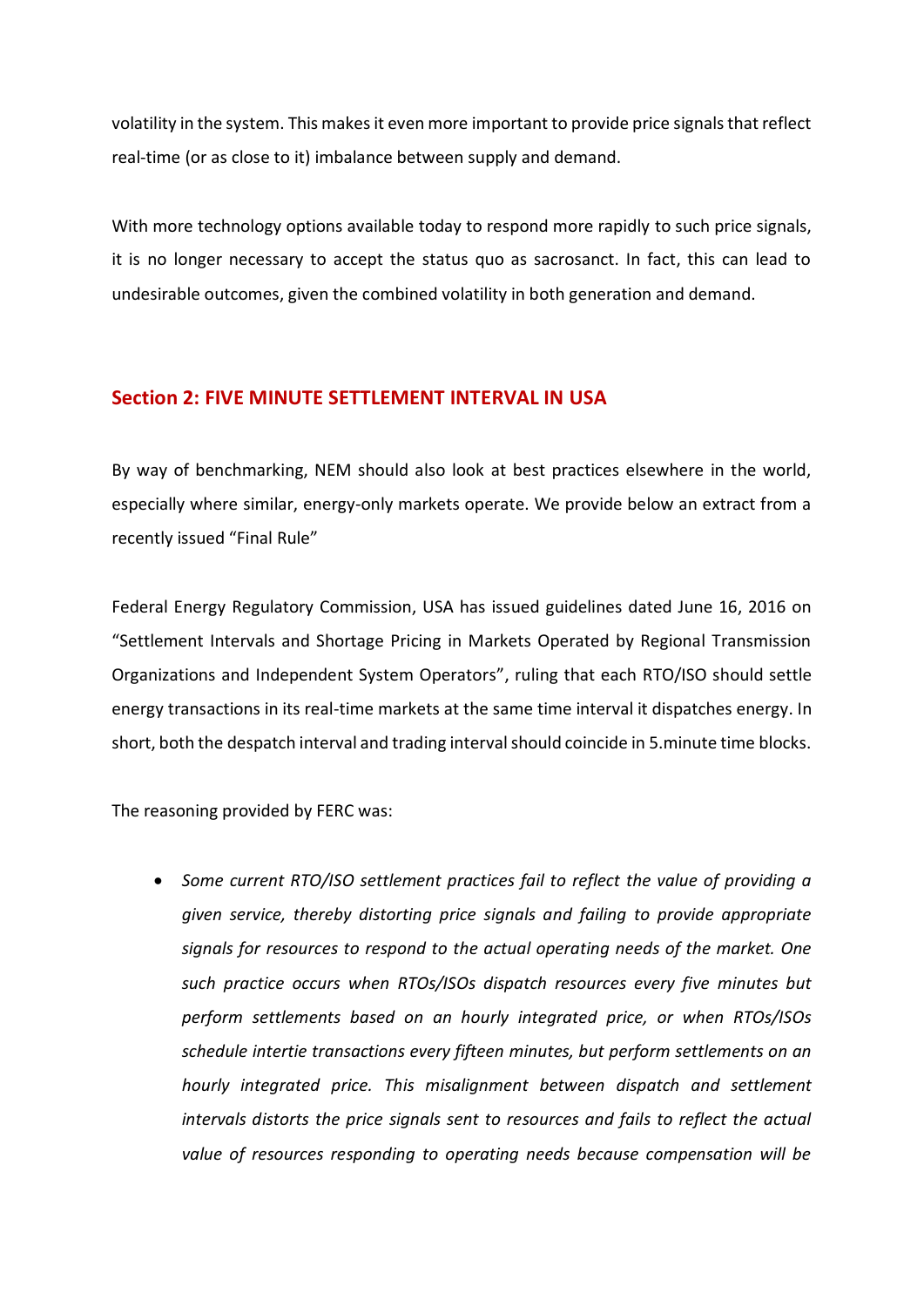volatility in the system. This makes it even more important to provide price signals that reflect real-time (or as close to it) imbalance between supply and demand.

With more technology options available today to respond more rapidly to such price signals, it is no longer necessary to accept the status quo as sacrosanct. In fact, this can lead to undesirable outcomes, given the combined volatility in both generation and demand.

## Section 2: FIVE MINUTE SETTLEMENT INTERVAL IN USA

By way of benchmarking, NEM should also look at best practices elsewhere in the world, especially where similar, energy-only markets operate. We provide below an extract from a recently issued "Final Rule"

Federal Energy Regulatory Commission, USA has issued guidelines dated June 16, 2016 on "Settlement Intervals and Shortage Pricing in Markets Operated by Regional Transmission Organizations and Independent System Operators", ruling that each RTO/ISO should settle energy transactions in its real-time markets at the same time interval it dispatches energy. In short, both the despatch interval and trading interval should coincide in 5.minute time blocks.

The reasoning provided by FERC was:

- *Some current RTO/ISO settlement practices fail to reflect the value of providing a given service, thereby distorting price signals and failing to provide appropriate signals for resources to respond to the actual operating needs of the market. One such practice occurs when RTOs/ISOs dispatch resources every five minutes but perform settlements based on an hourly integrated price, or when RTOs/ISOs schedule intertie transactions every fifteen minutes, but perform settlements on an hourly integrated price. This misalignment between dispatch and settlement intervals distorts the price signals sent to resources and fails to reflect the actual value of resources responding to operating needs because compensation will be*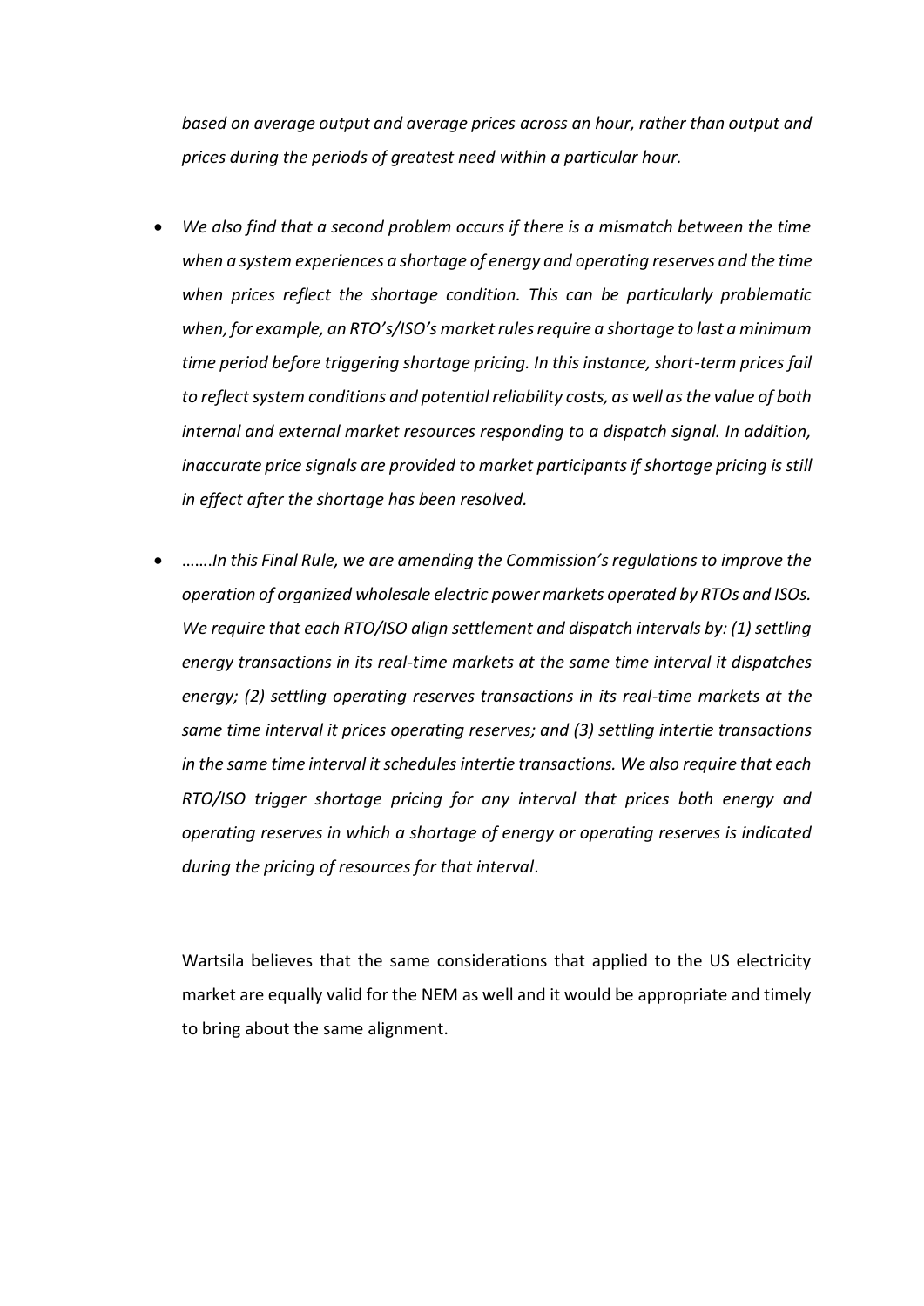*based on average output and average prices across an hour, rather than output and prices during the periods of greatest need within a particular hour.*

- *We also find that a second problem occurs if there is a mismatch between the time when a system experiences a shortage of energy and operating reserves and the time when prices reflect the shortage condition. This can be particularly problematic when, for example, an RTO's/ISO's market rules require a shortage to last a minimum time period before triggering shortage pricing. In this instance, short-term prices fail to reflect system conditions and potential reliability costs, as well as the value of both internal and external market resources responding to a dispatch signal. In addition, inaccurate price signals are provided to market participants if shortage pricing is still in effect after the shortage has been resolved.*

- *…….In this Final Rule, we are amending the Commission's regulations to improve the operation of organized wholesale electric power markets operated by RTOs and ISOs. We require that each RTO/ISO align settlement and dispatch intervals by: (1) settling energy transactions in its real-time markets at the same time interval it dispatches energy; (2) settling operating reserves transactions in its real-time markets at the same time interval it prices operating reserves; and (3) settling intertie transactions in the same time interval it schedules intertie transactions. We also require that each RTO/ISO trigger shortage pricing for any interval that prices both energy and operating reserves in which a shortage of energy or operating reserves is indicated during the pricing of resources for that interval*.

Wartsila believes that the same considerations that applied to the US electricity market are equally valid for the NEM as well and it would be appropriate and timely to bring about the same alignment.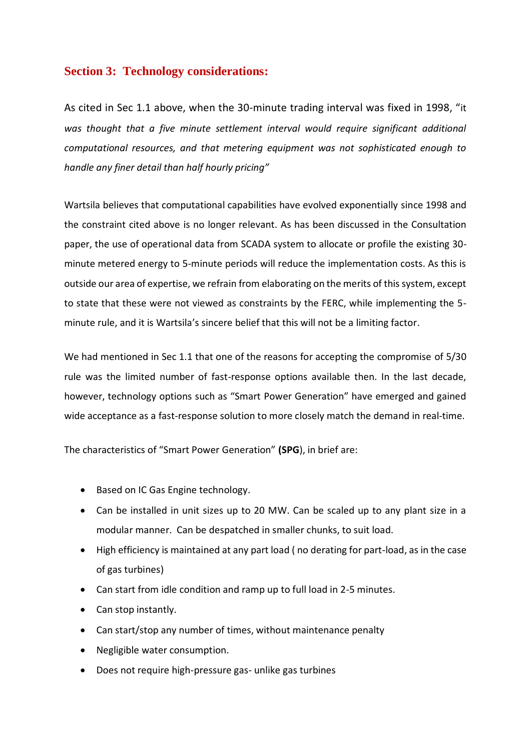## Section 3: Technology considerations:

As cited in Sec 1.1 above, when the 30-minute trading interval was fixed in 1998, "*it was thought that a five minute settlement interval would require significant additional computational resources, and that metering equipment was not sophisticated enough to handle any finer detail than half hourly pricing"*

Wartsila believes that computational capabilities have evolved exponentially since 1998 and the constraint cited above is no longer relevant. As has been discussed in the Consultation paper, the use of operational data from SCADA system to allocate or profile the existing 30-minute metered energy to 5-minute periods will reduce the implementation costs. As this is outside our area of expertise, we refrain from elaborating on the merits of this system, except to state that these were not viewed as constraints by the FERC, while implementing the 5-minute rule, and it is Wartsila's sincere belief that this will not be a limiting factor.

We had mentioned in Sec 1.1 that one of the reasons for accepting the compromise of 5/30 rule was the limited number of fast-response options available then. In the last decade, however, technology options such as "Smart Power Generation" have emerged and gained wide acceptance as a fast-response solution to more closely match the demand in real-time.

The characteristics of "Smart Power Generation" **(SPG**), in brief are:

- Based on IC Gas Engine technology.
- Can be installed in unit sizes up to 20 MW. Can be scaled up to any plant size in a modular manner. Can be despatched in smaller chunks, to suit load.
- High efficiency is maintained at any part load ( no derating for part-load, as in the case of gas turbines)
- Can start from idle condition and ramp up to full load in 2-5 minutes.
- Can stop instantly.
- Can start/stop any number of times, without maintenance penalty
- Negligible water consumption.
- Does not require high-pressure gas- unlike gas turbines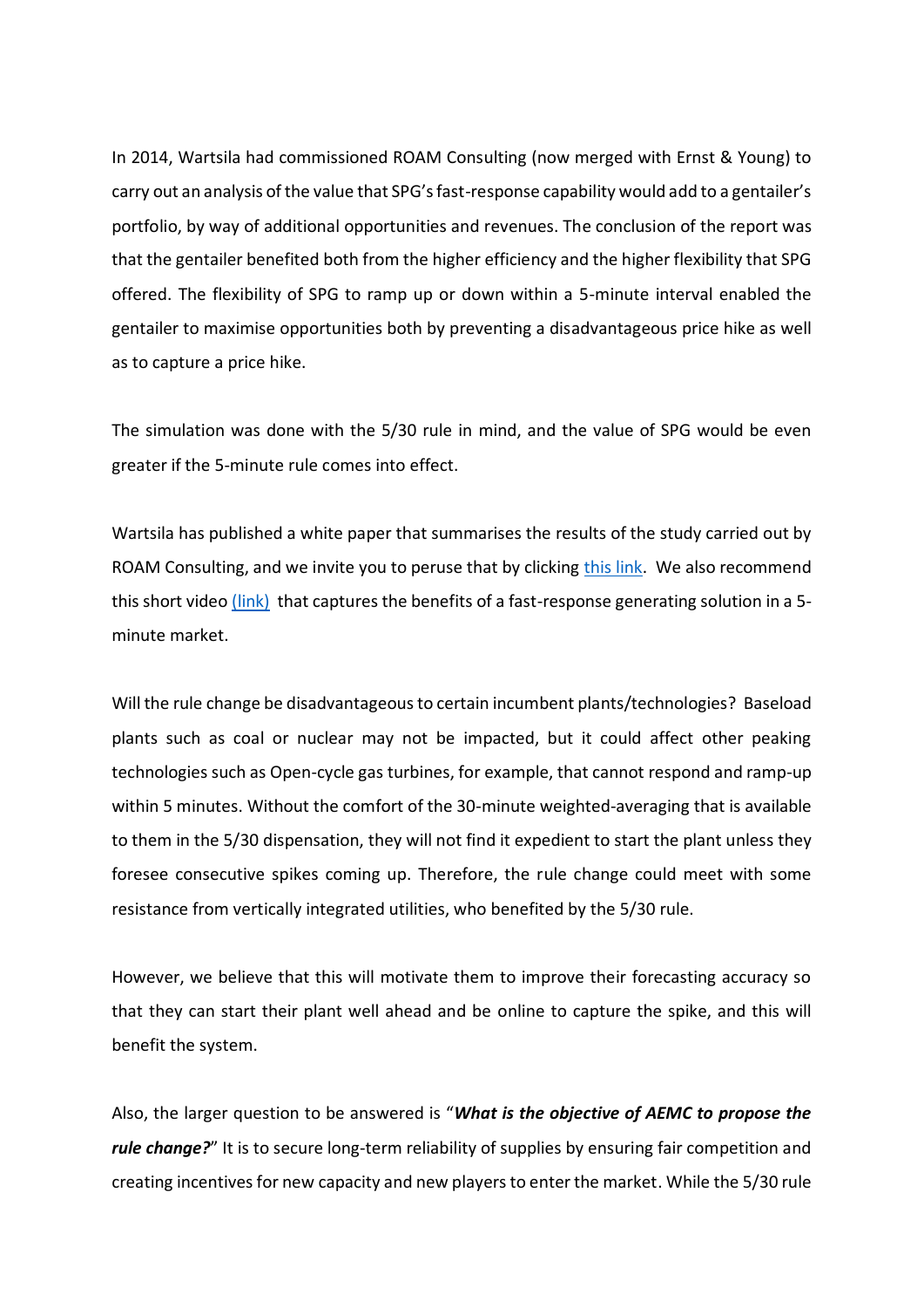In 2014, Wartsila had commissioned ROAM Consulting (now merged with Ernst & Young) to carry out an analysis of the value that SPG's fast-response capability would add to a gentailer's portfolio, by way of additional opportunities and revenues. The conclusion of the report was that the gentailer benefited both from the higher efficiency and the higher flexibility that SPG offered. The flexibility of SPG to ramp up or down within a 5-minute interval enabled the gentailer to maximise opportunities both by preventing a disadvantageous price hike as well as to capture a price hike.

The simulation was done with the 5/30 rule in mind, and the value of SPG would be even greater if the 5-minute rule comes into effect.

Wartsila has published a white paper that summarises the results of the study carried out by ROAM Consulting, and we invite you to peruse that by clicking this link. We also recommend this short video (link) that captures the benefits of a fast-response generating solution in a 5-minute market.

Will the rule change be disadvantageous to certain incumbent plants/technologies? Baseload plants such as coal or nuclear may not be impacted, but it could affect other peaking technologies such as Open-cycle gas turbines, for example, that cannot respond and ramp-up within 5 minutes. Without the comfort of the 30-minute weighted-averaging that is available to them in the 5/30 dispensation, they will not find it expedient to start the plant unless they foresee consecutive spikes coming up. Therefore, the rule change could meet with some resistance from vertically integrated utilities, who benefited by the 5/30 rule.

However, we believe that this will motivate them to improve their forecasting accuracy so that they can start their plant well ahead and be online to capture the spike, and this will benefit the system.

Also, the larger question to be answered is "***What is the objective of AEMC to propose the rule change?***" It is to secure long-term reliability of supplies by ensuring fair competition and creating incentives for new capacity and new players to enter the market. While the 5/30 rule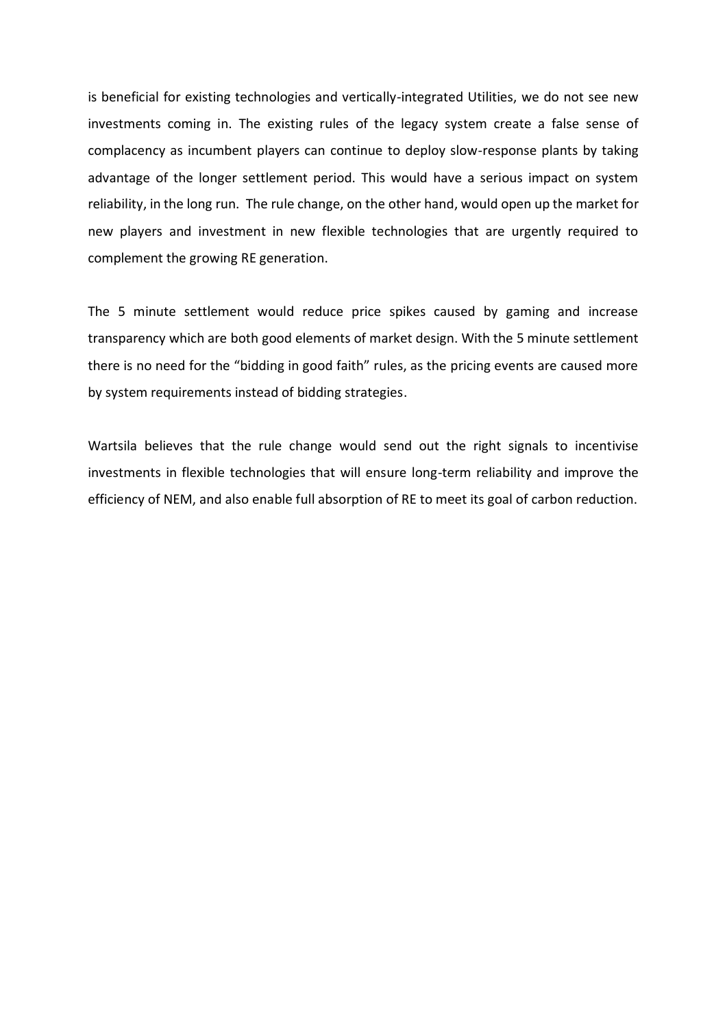is beneficial for existing technologies and vertically-integrated Utilities, we do not see new investments coming in. The existing rules of the legacy system create a false sense of complacency as incumbent players can continue to deploy slow-response plants by taking advantage of the longer settlement period. This would have a serious impact on system reliability, in the long run. The rule change, on the other hand, would open up the market for new players and investment in new flexible technologies that are urgently required to complement the growing RE generation.

The 5 minute settlement would reduce price spikes caused by gaming and increase transparency which are both good elements of market design. With the 5 minute settlement there is no need for the "bidding in good faith" rules, as the pricing events are caused more by system requirements instead of bidding strategies.

Wartsila believes that the rule change would send out the right signals to incentivise investments in flexible technologies that will ensure long-term reliability and improve the efficiency of NEM, and also enable full absorption of RE to meet its goal of carbon reduction.